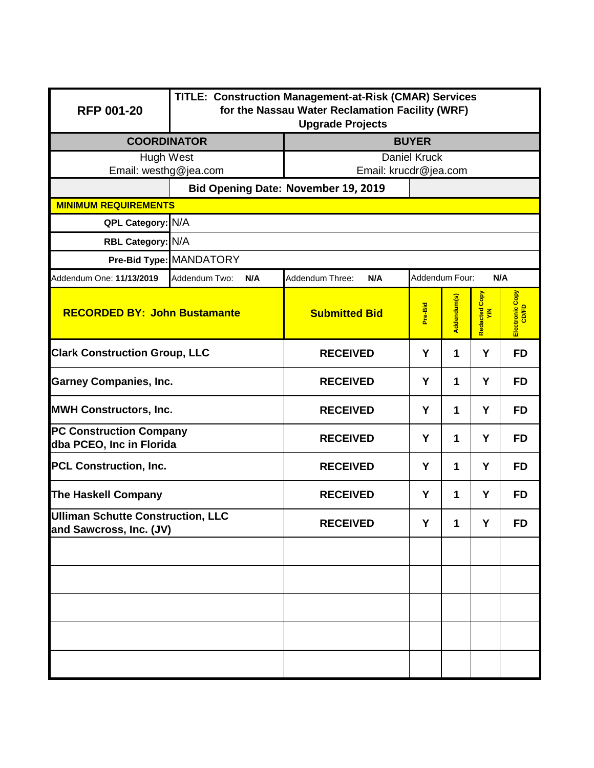| RFP 001-20 | TITLE: Construction Management-at-Risk (CMAR) Services for the Nassau Water Reclamation Facility (WRF) Upgrade Projects | | | | | |
|---|---|---|---|---|---|---|
| **COORDINATOR** | | **BUYER** | | | | |
| Hugh West<br>Email: westhg@jea.com | | Daniel Kruck<br>Email: krucdr@jea.com | | | | |
| | **Bid Opening Date: November 19, 2019** | | | | | |
| **MINIMUM REQUIREMENTS** | | | | | | |
| **QPL Category:** | N/A | | | | | |
| **RBL Category:** | N/A | | | | | |
| **Pre-Bid Type:** | MANDATORY | | | | | |
| Addendum One: **11/13/2019** | Addendum Two: **N/A** | Addendum Three: **N/A** | Addendum Four: **N/A** | | | |
| **RECORDED BY: John Bustamante** | | **Submitted Bid** | **Pre-Bid** | **Addendum(s)** | **Redacted Copy Y/N** | **Electronic Copy CD/FD** |
| **Clark Construction Group, LLC** | | **RECEIVED** | **Y** | **1** | **Y** | **FD** |
| **Garney Companies, Inc.** | | **RECEIVED** | **Y** | **1** | **Y** | **FD** |
| **MWH Constructors, Inc.** | | **RECEIVED** | **Y** | **1** | **Y** | **FD** |
| **PC Construction Company dba PCEO, Inc in Florida** | | **RECEIVED** | **Y** | **1** | **Y** | **FD** |
| **PCL Construction, Inc.** | | **RECEIVED** | **Y** | **1** | **Y** | **FD** |
| **The Haskell Company** | | **RECEIVED** | **Y** | **1** | **Y** | **FD** |
| **Ulliman Schutte Construction, LLC and Sawcross, Inc. (JV)** | | **RECEIVED** | **Y** | **1** | **Y** | **FD** |
| | | | | | | |
| | | | | | | |
| | | | | | | |
| | | | | | | |
| | | | | | | |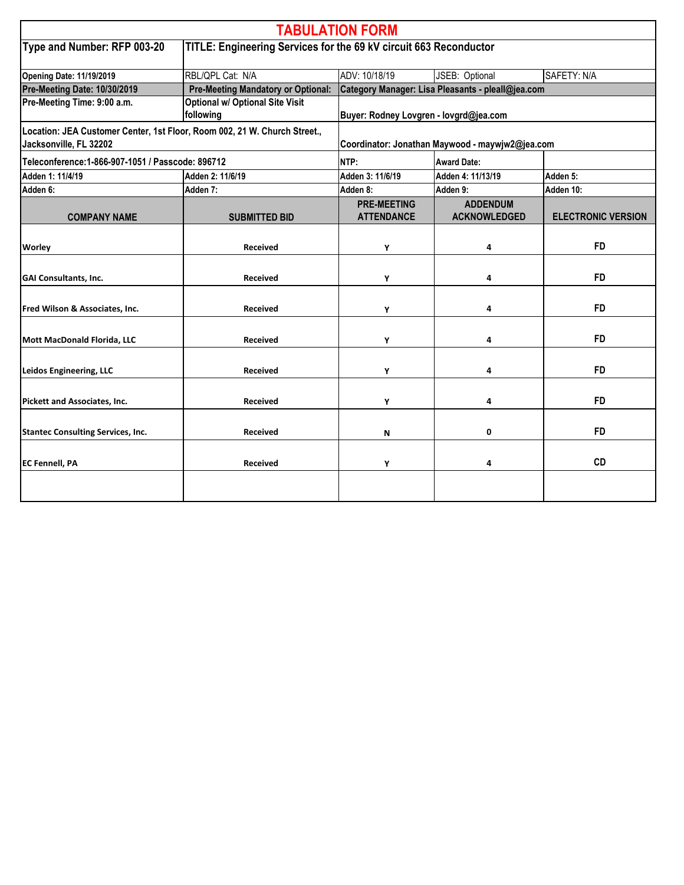# TABULATION FORM

| Type and Number: RFP 003-20 | TITLE: Engineering Services for the 69 kV circuit 663 Reconductor | | | |
|---|---|---|---|---|
| Opening Date: 11/19/2019 | RBL/QPL Cat: N/A | ADV: 10/18/19 | JSEB: Optional | SAFETY: N/A |
| Pre-Meeting Date: 10/30/2019 | Pre-Meeting Mandatory or Optional: | Category Manager: Lisa Pleasants - pleall@jea.com | | |
| Pre-Meeting Time: 9:00 a.m. | Optional w/ Optional Site Visit following | Buyer: Rodney Lovgren - lovgrd@jea.com | | |
| Location: JEA Customer Center, 1st Floor, Room 002, 21 W. Church Street., Jacksonville, FL 32202 | | Coordinator: Jonathan Maywood - maywjw2@jea.com | | |
| Teleconference:1-866-907-1051 / Passcode: 896712 | | NTP: | Award Date: | |
| Adden 1: 11/4/19 | Adden 2: 11/6/19 | Adden 3: 11/6/19 | Adden 4: 11/13/19 | Adden 5: |
| Adden 6: | Adden 7: | Adden 8: | Adden 9: | Adden 10: |
| **COMPANY NAME** | **SUBMITTED BID** | **PRE-MEETING ATTENDANCE** | **ADDENDUM ACKNOWLEDGED** | **ELECTRONIC VERSION** |
| Worley | Received | Y | 4 | FD |
| GAI Consultants, Inc. | Received | Y | 4 | FD |
| Fred Wilson & Associates, Inc. | Received | Y | 4 | FD |
| Mott MacDonald Florida, LLC | Received | Y | 4 | FD |
| Leidos Engineering, LLC | Received | Y | 4 | FD |
| Pickett and Associates, Inc. | Received | Y | 4 | FD |
| Stantec Consulting Services, Inc. | Received | N | 0 | FD |
| EC Fennell, PA | Received | Y | 4 | CD |
| | | | | |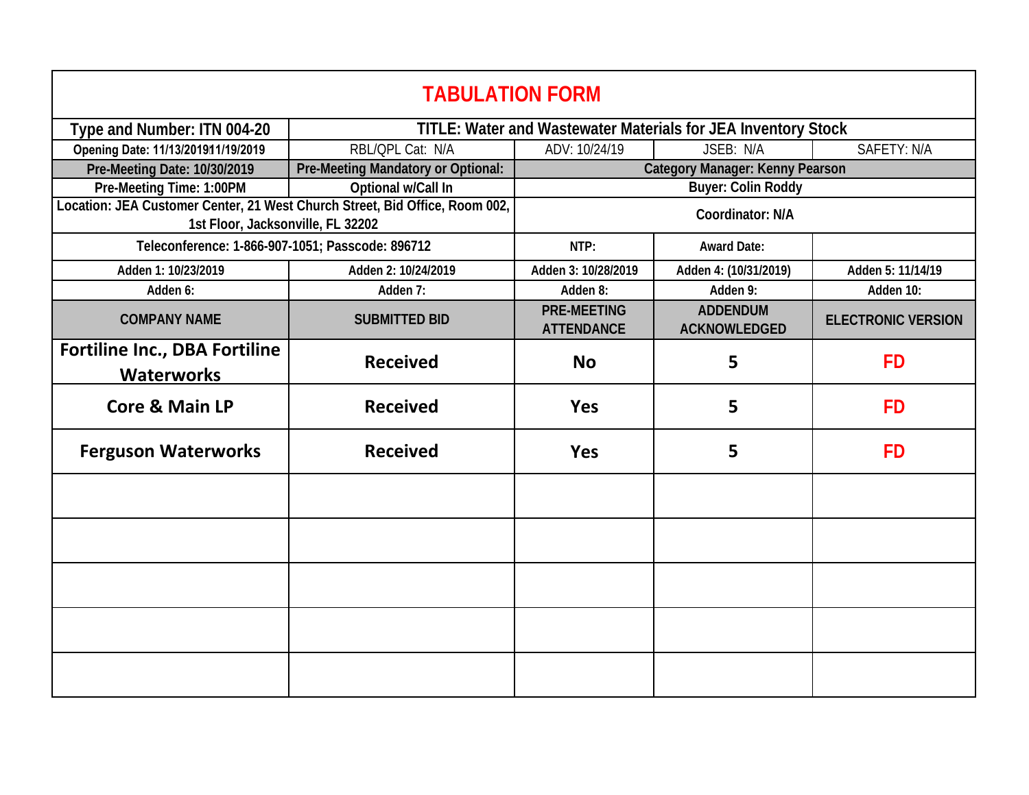# TABULATION FORM

| | | | | |
|---|---|---|---|---|
| **Type and Number: ITN 004-20** | **TITLE: Water and Wastewater Materials for JEA Inventory Stock** | | | |
| **Opening Date: 11/13/201911/19/2019** | RBL/QPL Cat: N/A | ADV: 10/24/19 | JSEB: N/A | SAFETY: N/A |
| **Pre-Meeting Date: 10/30/2019** | **Pre-Meeting Mandatory or Optional:** | **Category Manager: Kenny Pearson** | | |
| **Pre-Meeting Time: 1:00PM** | **Optional w/Call In** | **Buyer: Colin Roddy** | | |
| **Location: JEA Customer Center, 21 West Church Street, Bid Office, Room 002, 1st Floor, Jacksonville, FL 32202** | | **Coordinator: N/A** | | |
| **Teleconference: 1-866-907-1051; Passcode: 896712** | | **NTP:** | **Award Date:** | |
| **Adden 1: 10/23/2019** | **Adden 2: 10/24/2019** | **Adden 3: 10/28/2019** | **Adden 4: (10/31/2019)** | **Adden 5: 11/14/19** |
| **Adden 6:** | **Adden 7:** | **Adden 8:** | **Adden 9:** | **Adden 10:** |
| **COMPANY NAME** | **SUBMITTED BID** | **PRE-MEETING ATTENDANCE** | **ADDENDUM ACKNOWLEDGED** | **ELECTRONIC VERSION** |
| **Fortiline Inc., DBA Fortiline Waterworks** | **Received** | **No** | **5** | **FD** |
| **Core & Main LP** | **Received** | **Yes** | **5** | **FD** |
| **Ferguson Waterworks** | **Received** | **Yes** | **5** | **FD** |
| | | | | |
| | | | | |
| | | | | |
| | | | | |
| | | | | |